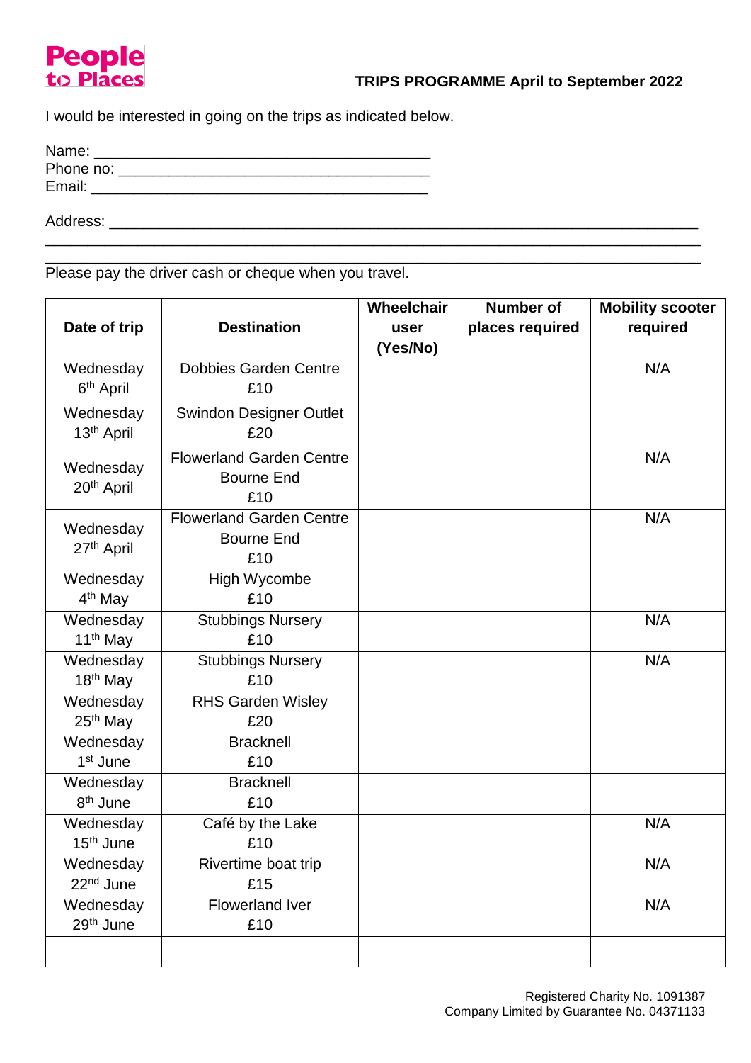**People to Places**

**TRIPS PROGRAMME April to September 2022**

I would be interested in going on the trips as indicated below.

Name: ________________________________________
Phone no: _____________________________________
Email: ________________________________________

Address: ______________________________________________________________________
______________________________________________________________________________
______________________________________________________________________________

Please pay the driver cash or cheque when you travel.

| Date of trip | Destination | Wheelchair user (Yes/No) | Number of places required | Mobility scooter required |
|---|---|---|---|---|
| Wednesday 6th April | Dobbies Garden Centre £10 | | | N/A |
| Wednesday 13th April | Swindon Designer Outlet £20 | | | |
| Wednesday 20th April | Flowerland Garden Centre Bourne End £10 | | | N/A |
| Wednesday 27th April | Flowerland Garden Centre Bourne End £10 | | | N/A |
| Wednesday 4th May | High Wycombe £10 | | | |
| Wednesday 11th May | Stubbings Nursery £10 | | | N/A |
| Wednesday 18th May | Stubbings Nursery £10 | | | N/A |
| Wednesday 25th May | RHS Garden Wisley £20 | | | |
| Wednesday 1st June | Bracknell £10 | | | |
| Wednesday 8th June | Bracknell £10 | | | |
| Wednesday 15th June | Café by the Lake £10 | | | N/A |
| Wednesday 22nd June | Rivertime boat trip £15 | | | N/A |
| Wednesday 29th June | Flowerland Iver £10 | | | N/A |
| | | | | |

Registered Charity No. 1091387
Company Limited by Guarantee No. 04371133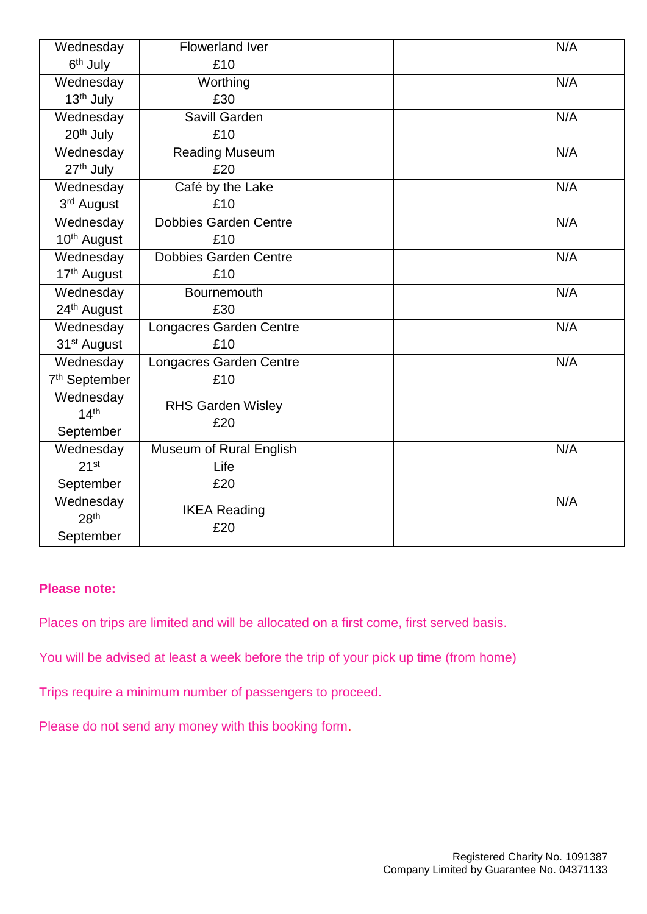| | | | | |
|---|---|---|---|---|
| Wednesday 6th July | Flowerland Iver £10 | | | N/A |
| Wednesday 13th July | Worthing £30 | | | N/A |
| Wednesday 20th July | Savill Garden £10 | | | N/A |
| Wednesday 27th July | Reading Museum £20 | | | N/A |
| Wednesday 3rd August | Café by the Lake £10 | | | N/A |
| Wednesday 10th August | Dobbies Garden Centre £10 | | | N/A |
| Wednesday 17th August | Dobbies Garden Centre £10 | | | N/A |
| Wednesday 24th August | Bournemouth £30 | | | N/A |
| Wednesday 31st August | Longacres Garden Centre £10 | | | N/A |
| Wednesday 7th September | Longacres Garden Centre £10 | | | N/A |
| Wednesday 14th September | RHS Garden Wisley £20 | | | |
| Wednesday 21st September | Museum of Rural English Life £20 | | | N/A |
| Wednesday 28th September | IKEA Reading £20 | | | N/A |

**Please note:**

Places on trips are limited and will be allocated on a first come, first served basis.

You will be advised at least a week before the trip of your pick up time (from home)

Trips require a minimum number of passengers to proceed.

Please do not send any money with this booking form.

Registered Charity No. 1091387
Company Limited by Guarantee No. 04371133